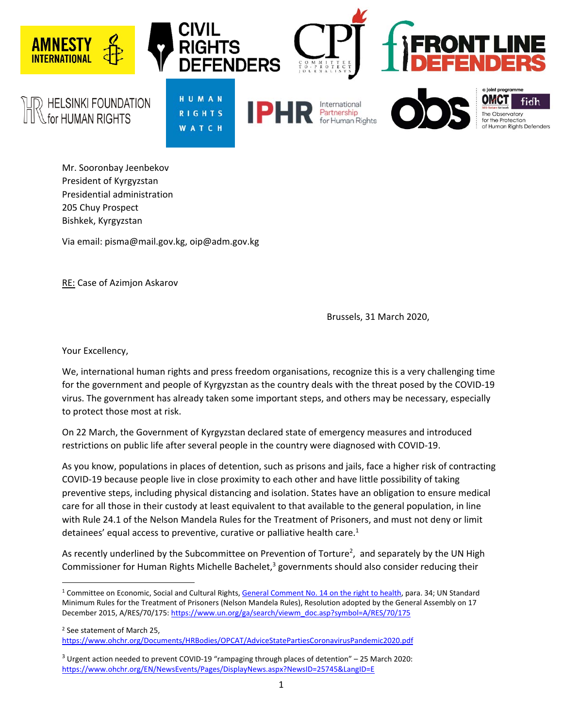Amnesty International | Civil Rights Defenders | CPJ Committee to Protect Journalists | Front Line Defenders | Helsinki Foundation for Human Rights | Human Rights Watch | IPHR International Partnership for Human Rights | obs – a joint programme OMCT fidh – The Observatory for the Protection of Human Rights Defenders

Mr. Sooronbay Jeenbekov  
President of Kyrgyzstan  
Presidential administration  
205 Chuy Prospect  
Bishkek, Kyrgyzstan

Via email: pisma@mail.gov.kg, oip@adm.gov.kg

RE: Case of Azimjon Askarov

Brussels, 31 March 2020,

Your Excellency,

We, international human rights and press freedom organisations, recognize this is a very challenging time for the government and people of Kyrgyzstan as the country deals with the threat posed by the COVID-19 virus. The government has already taken some important steps, and others may be necessary, especially to protect those most at risk.

On 22 March, the Government of Kyrgyzstan declared state of emergency measures and introduced restrictions on public life after several people in the country were diagnosed with COVID-19.

As you know, populations in places of detention, such as prisons and jails, face a higher risk of contracting COVID-19 because people live in close proximity to each other and have little possibility of taking preventive steps, including physical distancing and isolation. States have an obligation to ensure medical care for all those in their custody at least equivalent to that available to the general population, in line with Rule 24.1 of the Nelson Mandela Rules for the Treatment of Prisoners, and must not deny or limit detainees' equal access to preventive, curative or palliative health care.[1]

As recently underlined by the Subcommittee on Prevention of Torture[2], and separately by the UN High Commissioner for Human Rights Michelle Bachelet,[3] governments should also consider reducing their

---

[1] Committee on Economic, Social and Cultural Rights, General Comment No. 14 on the right to health, para. 34; UN Standard Minimum Rules for the Treatment of Prisoners (Nelson Mandela Rules), Resolution adopted by the General Assembly on 17 December 2015, A/RES/70/175: https://www.un.org/ga/search/viewm_doc.asp?symbol=A/RES/70/175

[2] See statement of March 25, https://www.ohchr.org/Documents/HRBodies/OPCAT/AdviceStatePartiesCoronavirusPandemic2020.pdf

[3] Urgent action needed to prevent COVID-19 "rampaging through places of detention" – 25 March 2020: https://www.ohchr.org/EN/NewsEvents/Pages/DisplayNews.aspx?NewsID=25745&LangID=E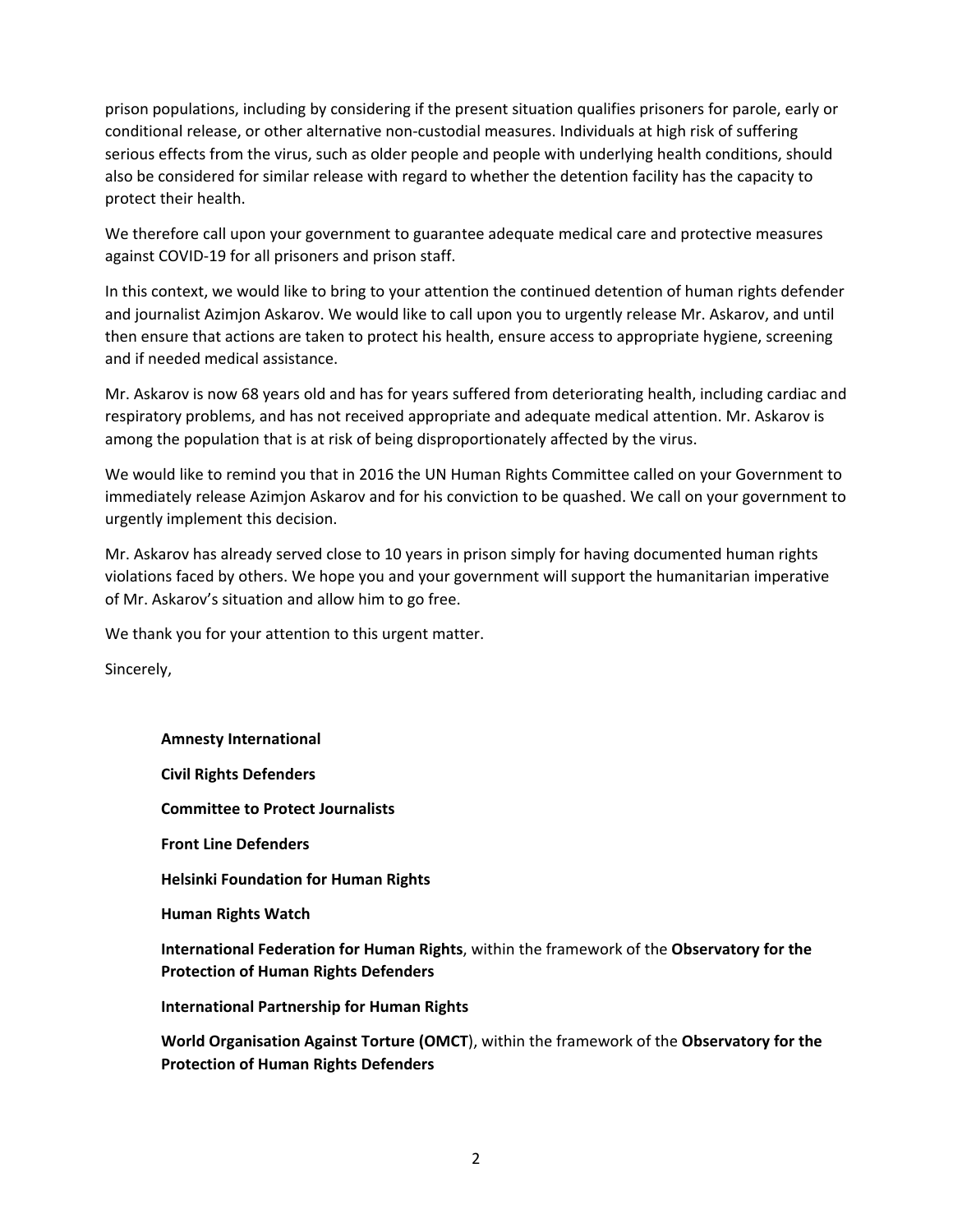prison populations, including by considering if the present situation qualifies prisoners for parole, early or conditional release, or other alternative non-custodial measures. Individuals at high risk of suffering serious effects from the virus, such as older people and people with underlying health conditions, should also be considered for similar release with regard to whether the detention facility has the capacity to protect their health.

We therefore call upon your government to guarantee adequate medical care and protective measures against COVID-19 for all prisoners and prison staff.

In this context, we would like to bring to your attention the continued detention of human rights defender and journalist Azimjon Askarov. We would like to call upon you to urgently release Mr. Askarov, and until then ensure that actions are taken to protect his health, ensure access to appropriate hygiene, screening and if needed medical assistance.

Mr. Askarov is now 68 years old and has for years suffered from deteriorating health, including cardiac and respiratory problems, and has not received appropriate and adequate medical attention. Mr. Askarov is among the population that is at risk of being disproportionately affected by the virus.

We would like to remind you that in 2016 the UN Human Rights Committee called on your Government to immediately release Azimjon Askarov and for his conviction to be quashed. We call on your government to urgently implement this decision.

Mr. Askarov has already served close to 10 years in prison simply for having documented human rights violations faced by others. We hope you and your government will support the humanitarian imperative of Mr. Askarov's situation and allow him to go free.

We thank you for your attention to this urgent matter.

Sincerely,

**Amnesty International**

**Civil Rights Defenders**

**Committee to Protect Journalists**

**Front Line Defenders**

**Helsinki Foundation for Human Rights**

**Human Rights Watch**

**International Federation for Human Rights**, within the framework of the **Observatory for the Protection of Human Rights Defenders**

**International Partnership for Human Rights**

**World Organisation Against Torture (OMCT**), within the framework of the **Observatory for the Protection of Human Rights Defenders**